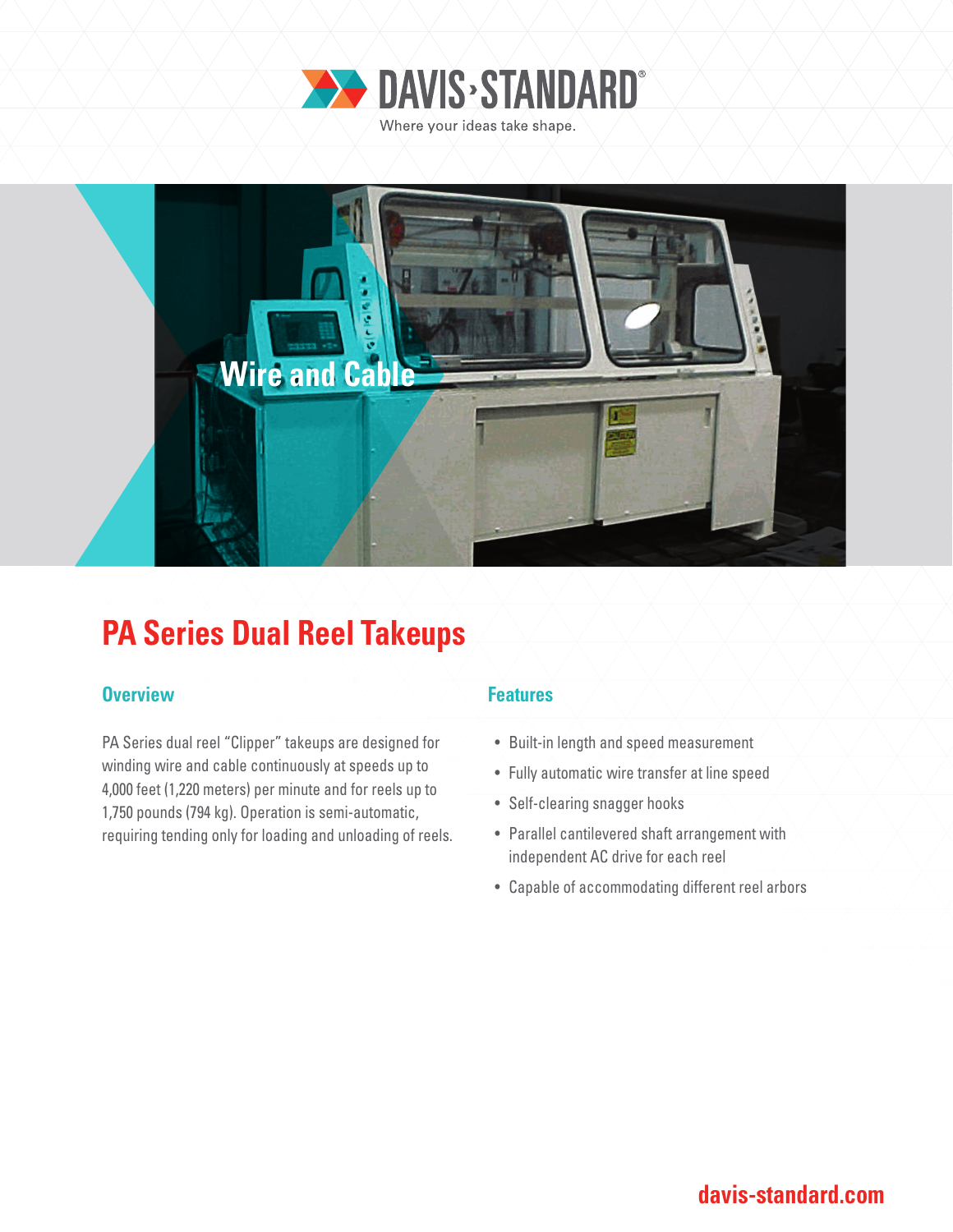DAVIS-STANDARD®

Where your ideas take shape.

Wire and Cable

# PA Series Dual Reel Takeups

## Overview

PA Series dual reel "Clipper" takeups are designed for winding wire and cable continuously at speeds up to 4,000 feet (1,220 meters) per minute and for reels up to 1,750 pounds (794 kg). Operation is semi-automatic, requiring tending only for loading and unloading of reels.

## Features

- Built-in length and speed measurement
- Fully automatic wire transfer at line speed
- Self-clearing snagger hooks
- Parallel cantilevered shaft arrangement with independent AC drive for each reel
- Capable of accommodating different reel arbors

davis-standard.com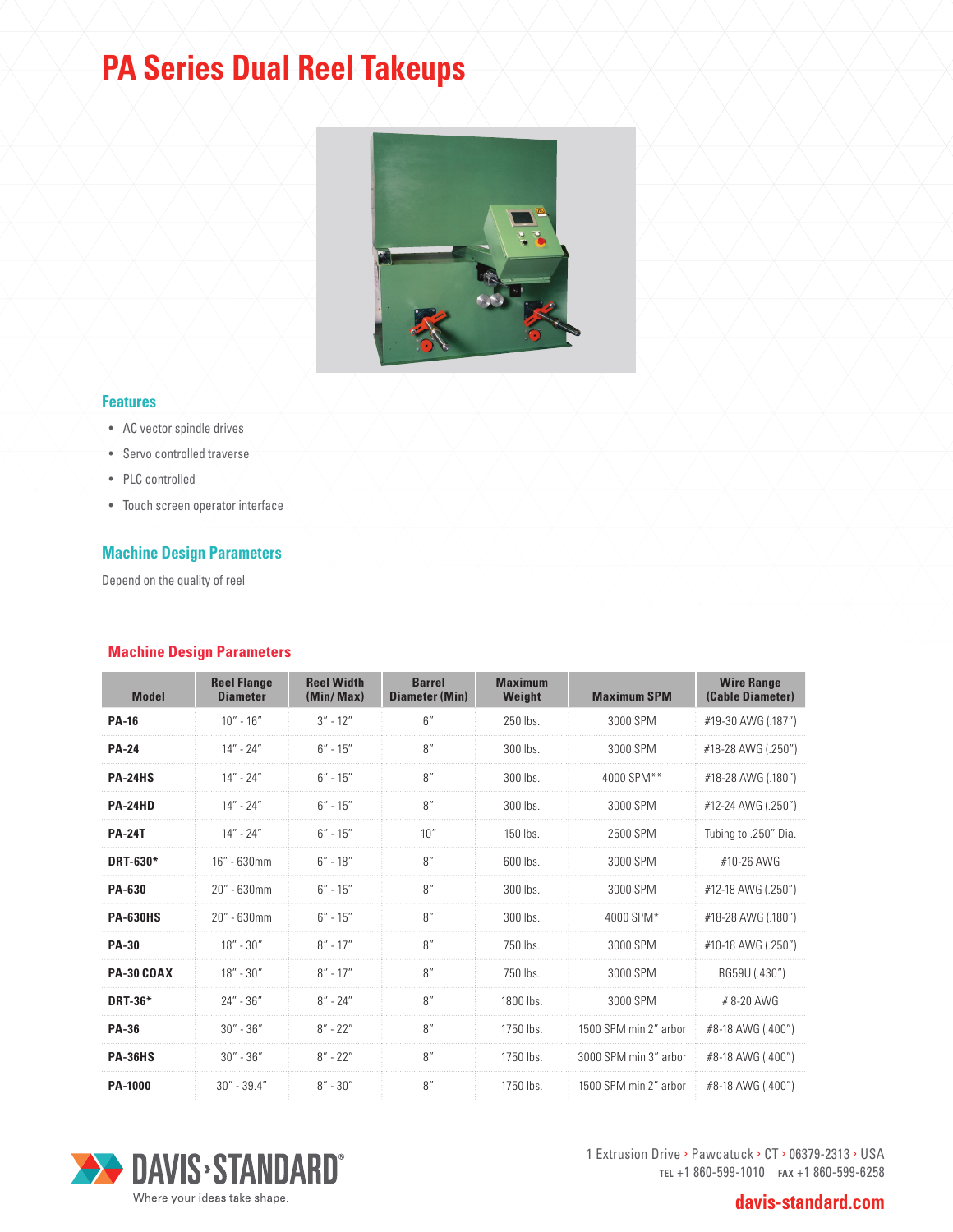# PA Series Dual Reel Takeups

## Features

- AC vector spindle drives
- Servo controlled traverse
- PLC controlled
- Touch screen operator interface

## Machine Design Parameters

Depend on the quality of reel

## Machine Design Parameters

| Model | Reel Flange Diameter | Reel Width (Min/ Max) | Barrel Diameter (Min) | Maximum Weight | Maximum SPM | Wire Range (Cable Diameter) |
|---|---|---|---|---|---|---|
| **PA-16** | 10" - 16" | 3" - 12" | 6" | 250 lbs. | 3000 SPM | #19-30 AWG (.187") |
| **PA-24** | 14" - 24" | 6" - 15" | 8" | 300 lbs. | 3000 SPM | #18-28 AWG (.250") |
| **PA-24HS** | 14" - 24" | 6" - 15" | 8" | 300 lbs. | 4000 SPM** | #18-28 AWG (.180") |
| **PA-24HD** | 14" - 24" | 6" - 15" | 8" | 300 lbs. | 3000 SPM | #12-24 AWG (.250") |
| **PA-24T** | 14" - 24" | 6" - 15" | 10" | 150 lbs. | 2500 SPM | Tubing to .250" Dia. |
| **DRT-630*** | 16" - 630mm | 6" - 18" | 8" | 600 lbs. | 3000 SPM | #10-26 AWG |
| **PA-630** | 20" - 630mm | 6" - 15" | 8" | 300 lbs. | 3000 SPM | #12-18 AWG (.250") |
| **PA-630HS** | 20" - 630mm | 6" - 15" | 8" | 300 lbs. | 4000 SPM* | #18-28 AWG (.180") |
| **PA-30** | 18" - 30" | 8" - 17" | 8" | 750 lbs. | 3000 SPM | #10-18 AWG (.250") |
| **PA-30 COAX** | 18" - 30" | 8" - 17" | 8" | 750 lbs. | 3000 SPM | RG59U (.430") |
| **DRT-36*** | 24" - 36" | 8" - 24" | 8" | 1800 lbs. | 3000 SPM | # 8-20 AWG |
| **PA-36** | 30" - 36" | 8" - 22" | 8" | 1750 lbs. | 1500 SPM min 2" arbor | #8-18 AWG (.400") |
| **PA-36HS** | 30" - 36" | 8" - 22" | 8" | 1750 lbs. | 3000 SPM min 3" arbor | #8-18 AWG (.400") |
| **PA-1000** | 30" - 39.4" | 8" - 30" | 8" | 1750 lbs. | 1500 SPM min 2" arbor | #8-18 AWG (.400") |

DAVIS-STANDARD®
Where your ideas take shape.

1 Extrusion Drive › Pawcatuck › CT › 06379-2313 › USA
TEL +1 860-599-1010 FAX +1 860-599-6258

davis-standard.com